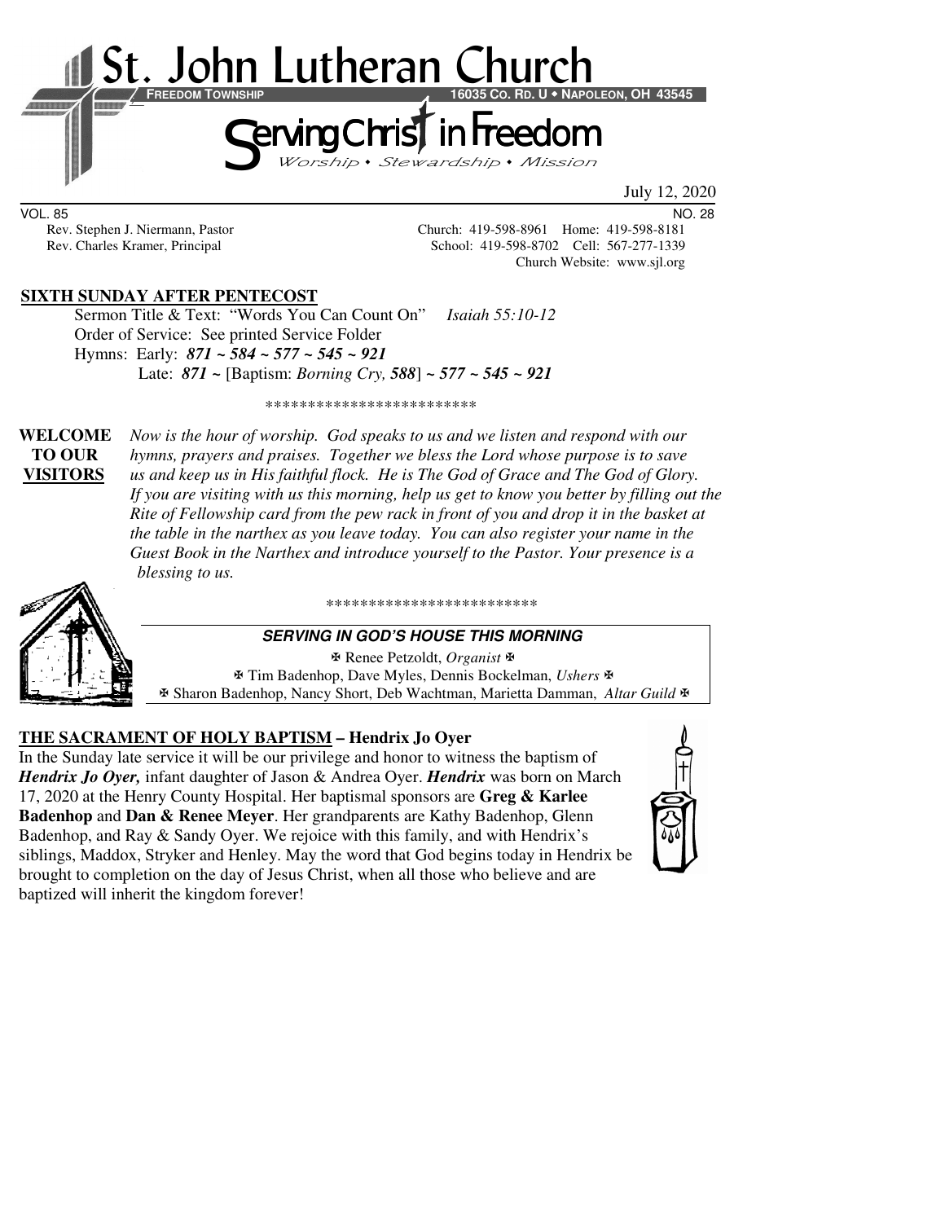# St. John Lutheran Church

**FREEDOM TOWNSHIP** — **16035 CO. RD. U • NAPOLEON, OH 43545**

## Serving Christ in Freedom

*Worship • Stewardship • Mission*

July 12, 2020

VOL. 85 NO. 28

Rev. Stephen J. Niermann, Pastor — Church: 419-598-8961 Home: 419-598-8181

Rev. Charles Kramer, Principal — School: 419-598-8702 Cell: 567-277-1339

Church Website: www.sjl.org

**SIXTH SUNDAY AFTER PENTECOST**

Sermon Title & Text: "Words You Can Count On" *Isaiah 55:10-12*

Order of Service: See printed Service Folder

Hymns: Early: ***871 ~ 584 ~ 577 ~ 545 ~ 921***

Late: ***871 ~*** [Baptism: *Borning Cry, 588*] ***~ 577 ~ 545 ~ 921***

\*\*\*\*\*\*\*\*\*\*\*\*\*\*\*\*\*\*\*\*\*\*\*\*\*

**WELCOME TO OUR VISITORS** *Now is the hour of worship. God speaks to us and we listen and respond with our hymns, prayers and praises. Together we bless the Lord whose purpose is to save us and keep us in His faithful flock. He is The God of Grace and The God of Glory. If you are visiting with us this morning, help us get to know you better by filling out the Rite of Fellowship card from the pew rack in front of you and drop it in the basket at the table in the narthex as you leave today. You can also register your name in the Guest Book in the Narthex and introduce yourself to the Pastor. Your presence is a blessing to us.*

\*\*\*\*\*\*\*\*\*\*\*\*\*\*\*\*\*\*\*\*\*\*\*\*\*

***SERVING IN GOD'S HOUSE THIS MORNING***

✠ Renee Petzoldt, *Organist* ✠

✠ Tim Badenhop, Dave Myles, Dennis Bockelman, *Ushers* ✠

✠ Sharon Badenhop, Nancy Short, Deb Wachtman, Marietta Damman, *Altar Guild* ✠

**THE SACRAMENT OF HOLY BAPTISM – Hendrix Jo Oyer**

In the Sunday late service it will be our privilege and honor to witness the baptism of ***Hendrix Jo Oyer,*** infant daughter of Jason & Andrea Oyer. ***Hendrix*** was born on March 17, 2020 at the Henry County Hospital. Her baptismal sponsors are **Greg & Karlee Badenhop** and **Dan & Renee Meyer**. Her grandparents are Kathy Badenhop, Glenn Badenhop, and Ray & Sandy Oyer. We rejoice with this family, and with Hendrix's siblings, Maddox, Stryker and Henley. May the word that God begins today in Hendrix be brought to completion on the day of Jesus Christ, when all those who believe and are baptized will inherit the kingdom forever!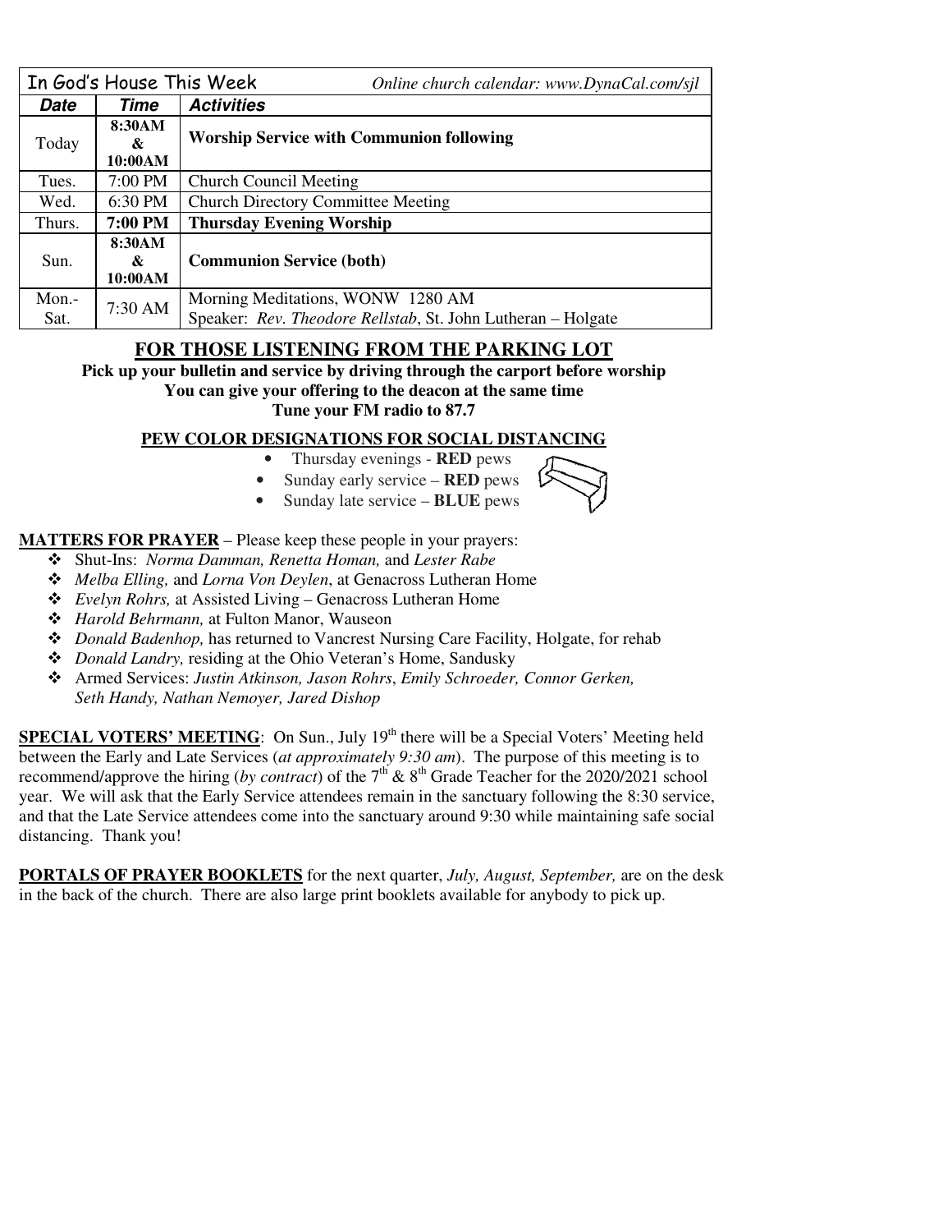| In God's House This Week | | *Online church calendar: www.DynaCal.com/sjl* |
|---|---|---|
| ***Date*** | ***Time*** | ***Activities*** |
| Today | **8:30AM & 10:00AM** | **Worship Service with Communion following** |
| Tues. | 7:00 PM | Church Council Meeting |
| Wed. | 6:30 PM | Church Directory Committee Meeting |
| Thurs. | **7:00 PM** | **Thursday Evening Worship** |
| Sun. | **8:30AM & 10:00AM** | **Communion Service (both)** |
| Mon.-Sat. | 7:30 AM | Morning Meditations, WONW 1280 AM<br>Speaker: *Rev. Theodore Rellstab*, St. John Lutheran – Holgate |

## FOR THOSE LISTENING FROM THE PARKING LOT

**Pick up your bulletin and service by driving through the carport before worship**
**You can give your offering to the deacon at the same time**
**Tune your FM radio to 87.7**

### PEW COLOR DESIGNATIONS FOR SOCIAL DISTANCING

- Thursday evenings - **RED** pews
- Sunday early service – **RED** pews
- Sunday late service – **BLUE** pews

**MATTERS FOR PRAYER** – Please keep these people in your prayers:

- Shut-Ins: *Norma Damman, Renetta Homan,* and *Lester Rabe*
- *Melba Elling,* and *Lorna Von Deylen*, at Genacross Lutheran Home
- *Evelyn Rohrs,* at Assisted Living – Genacross Lutheran Home
- *Harold Behrmann,* at Fulton Manor, Wauseon
- *Donald Badenhop,* has returned to Vancrest Nursing Care Facility, Holgate, for rehab
- *Donald Landry,* residing at the Ohio Veteran's Home, Sandusky
- Armed Services: *Justin Atkinson, Jason Rohrs*, *Emily Schroeder, Connor Gerken, Seth Handy, Nathan Nemoyer, Jared Dishop*

**SPECIAL VOTERS' MEETING**: On Sun., July 19th there will be a Special Voters' Meeting held between the Early and Late Services (*at approximately 9:30 am*). The purpose of this meeting is to recommend/approve the hiring (*by contract*) of the 7th & 8th Grade Teacher for the 2020/2021 school year. We will ask that the Early Service attendees remain in the sanctuary following the 8:30 service, and that the Late Service attendees come into the sanctuary around 9:30 while maintaining safe social distancing. Thank you!

**PORTALS OF PRAYER BOOKLETS** for the next quarter, *July, August, September,* are on the desk in the back of the church. There are also large print booklets available for anybody to pick up.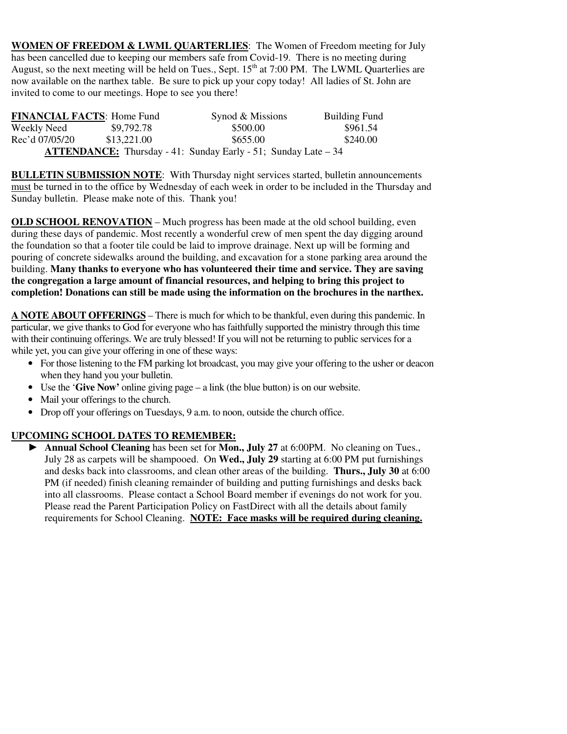**WOMEN OF FREEDOM & LWML QUARTERLIES**: The Women of Freedom meeting for July has been cancelled due to keeping our members safe from Covid-19. There is no meeting during August, so the next meeting will be held on Tues., Sept. 15th at 7:00 PM. The LWML Quarterlies are now available on the narthex table. Be sure to pick up your copy today! All ladies of St. John are invited to come to our meetings. Hope to see you there!

| **FINANCIAL FACTS**: | Home Fund | Synod & Missions | Building Fund |
|---|---|---|---|
| Weekly Need | $9,792.78 | $500.00 | $961.54 |
| Rec'd 07/05/20 | $13,221.00 | $655.00 | $240.00 |

**ATTENDANCE:** Thursday - 41: Sunday Early - 51; Sunday Late – 34

**BULLETIN SUBMISSION NOTE**: With Thursday night services started, bulletin announcements must be turned in to the office by Wednesday of each week in order to be included in the Thursday and Sunday bulletin. Please make note of this. Thank you!

**OLD SCHOOL RENOVATION** – Much progress has been made at the old school building, even during these days of pandemic. Most recently a wonderful crew of men spent the day digging around the foundation so that a footer tile could be laid to improve drainage. Next up will be forming and pouring of concrete sidewalks around the building, and excavation for a stone parking area around the building. **Many thanks to everyone who has volunteered their time and service. They are saving the congregation a large amount of financial resources, and helping to bring this project to completion! Donations can still be made using the information on the brochures in the narthex.**

**A NOTE ABOUT OFFERINGS** – There is much for which to be thankful, even during this pandemic. In particular, we give thanks to God for everyone who has faithfully supported the ministry through this time with their continuing offerings. We are truly blessed! If you will not be returning to public services for a while yet, you can give your offering in one of these ways:

- For those listening to the FM parking lot broadcast, you may give your offering to the usher or deacon when they hand you your bulletin.
- Use the '**Give Now'** online giving page – a link (the blue button) is on our website.
- Mail your offerings to the church.
- Drop off your offerings on Tuesdays, 9 a.m. to noon, outside the church office.

**UPCOMING SCHOOL DATES TO REMEMBER:**

► **Annual School Cleaning** has been set for **Mon., July 27** at 6:00PM. No cleaning on Tues., July 28 as carpets will be shampooed. On **Wed., July 29** starting at 6:00 PM put furnishings and desks back into classrooms, and clean other areas of the building. **Thurs., July 30** at 6:00 PM (if needed) finish cleaning remainder of building and putting furnishings and desks back into all classrooms. Please contact a School Board member if evenings do not work for you. Please read the Parent Participation Policy on FastDirect with all the details about family requirements for School Cleaning. **NOTE: Face masks will be required during cleaning.**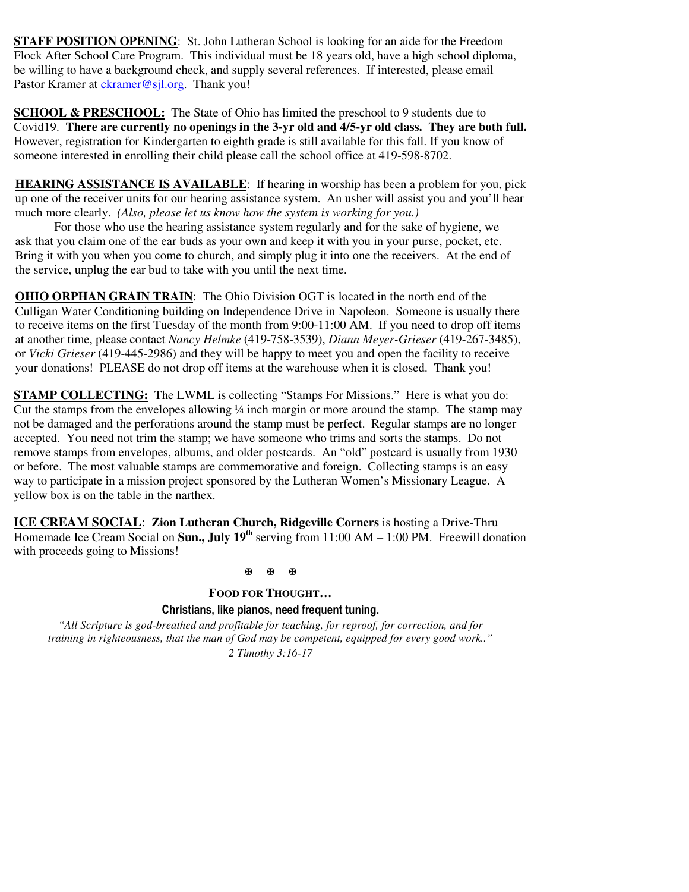**STAFF POSITION OPENING**: St. John Lutheran School is looking for an aide for the Freedom Flock After School Care Program. This individual must be 18 years old, have a high school diploma, be willing to have a background check, and supply several references. If interested, please email Pastor Kramer at ckramer@sjl.org. Thank you!

**SCHOOL & PRESCHOOL:** The State of Ohio has limited the preschool to 9 students due to Covid19. **There are currently no openings in the 3-yr old and 4/5-yr old class. They are both full.** However, registration for Kindergarten to eighth grade is still available for this fall. If you know of someone interested in enrolling their child please call the school office at 419-598-8702.

**HEARING ASSISTANCE IS AVAILABLE**: If hearing in worship has been a problem for you, pick up one of the receiver units for our hearing assistance system. An usher will assist you and you'll hear much more clearly. *(Also, please let us know how the system is working for you.)*

For those who use the hearing assistance system regularly and for the sake of hygiene, we ask that you claim one of the ear buds as your own and keep it with you in your purse, pocket, etc. Bring it with you when you come to church, and simply plug it into one the receivers. At the end of the service, unplug the ear bud to take with you until the next time.

**OHIO ORPHAN GRAIN TRAIN**: The Ohio Division OGT is located in the north end of the Culligan Water Conditioning building on Independence Drive in Napoleon. Someone is usually there to receive items on the first Tuesday of the month from 9:00-11:00 AM. If you need to drop off items at another time, please contact *Nancy Helmke* (419-758-3539), *Diann Meyer-Grieser* (419-267-3485), or *Vicki Grieser* (419-445-2986) and they will be happy to meet you and open the facility to receive your donations! PLEASE do not drop off items at the warehouse when it is closed. Thank you!

**STAMP COLLECTING:** The LWML is collecting "Stamps For Missions." Here is what you do: Cut the stamps from the envelopes allowing ¼ inch margin or more around the stamp. The stamp may not be damaged and the perforations around the stamp must be perfect. Regular stamps are no longer accepted. You need not trim the stamp; we have someone who trims and sorts the stamps. Do not remove stamps from envelopes, albums, and older postcards. An "old" postcard is usually from 1930 or before. The most valuable stamps are commemorative and foreign. Collecting stamps is an easy way to participate in a mission project sponsored by the Lutheran Women's Missionary League. A yellow box is on the table in the narthex.

**ICE CREAM SOCIAL**: **Zion Lutheran Church, Ridgeville Corners** is hosting a Drive-Thru Homemade Ice Cream Social on **Sun., July 19th** serving from 11:00 AM – 1:00 PM. Freewill donation with proceeds going to Missions!

✠ ✠ ✠

**FOOD FOR THOUGHT…**

**Christians, like pianos, need frequent tuning.**

*"All Scripture is god-breathed and profitable for teaching, for reproof, for correction, and for training in righteousness, that the man of God may be competent, equipped for every good work.."*

*2 Timothy 3:16-17*